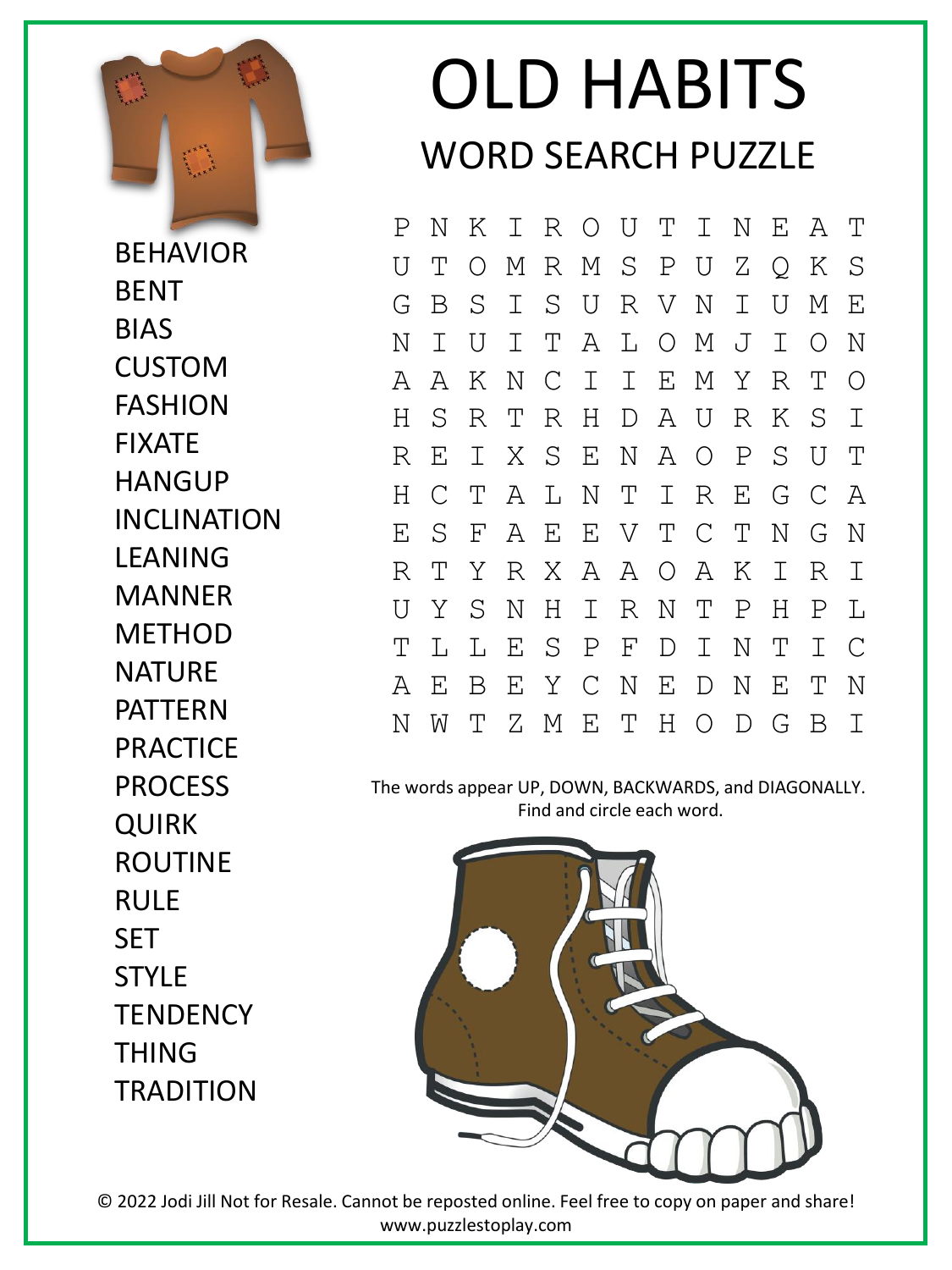# OLD HABITS

## WORD SEARCH PUZZLE

```
P N K I R O U T I N E A T
U T O M R M S P U Z Q K S
G B S I S U R V N I U M E
N I U I T A L O M J I O N
A A K N C I I E M Y R T O
H S R T R H D A U R K S I
R E I X S E N A O P S U T
H C T A L N T I R E G C A
E S F A E E V T C T N G N
R T Y R X A A O A K I R I
U Y S N H I R N T P H P L
T L L E S P F D I N T I C
A E B E Y C N E D N E T N
N W T Z M E T H O D G B I
```

The words appear UP, DOWN, BACKWARDS, and DIAGONALLY. Find and circle each word.

- BEHAVIOR
- BENT
- BIAS
- CUSTOM
- FASHION
- FIXATE
- HANGUP
- INCLINATION
- LEANING
- MANNER
- METHOD
- NATURE
- PATTERN
- PRACTICE
- PROCESS
- QUIRK
- ROUTINE
- RULE
- SET
- STYLE
- TENDENCY
- THING
- TRADITION

© 2022 Jodi Jill Not for Resale. Cannot be reposted online. Feel free to copy on paper and share! www.puzzlestoplay.com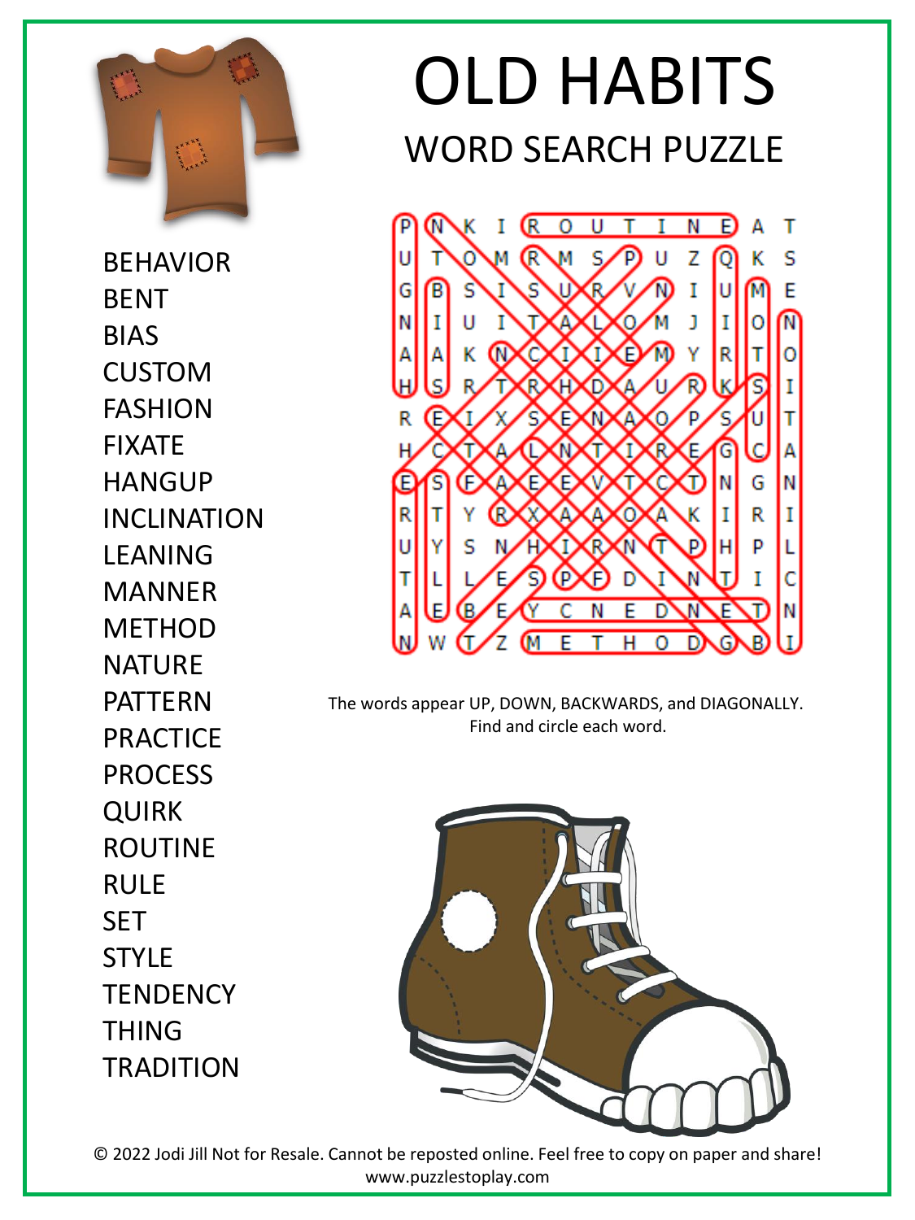# OLD HABITS

## WORD SEARCH PUZZLE

BEHAVIOR
BENT
BIAS
CUSTOM
FASHION
FIXATE
HANGUP
INCLINATION
LEANING
MANNER
METHOD
NATURE
PATTERN
PRACTICE
PROCESS
QUIRK
ROUTINE
RULE
SET
STYLE
TENDENCY
THING
TRADITION

| | | | | | | | | | | | | |
|---|---|---|---|---|---|---|---|---|---|---|---|---|
| P | N | K | I | R | O | U | T | I | N | E | A | T |
| U | T | O | M | R | M | S | P | U | Z | Q | K | S |
| G | B | S | I | S | U | R | V | N | I | U | M | E |
| N | I | U | I | T | A | L | O | M | J | I | O | N |
| A | A | K | N | C | I | I | E | M | Y | R | T | O |
| H | S | R | T | R | H | D | A | U | R | K | S | I |
| R | E | I | X | S | E | N | A | O | P | S | U | T |
| H | C | T | A | L | N | T | I | R | E | G | C | A |
| E | S | F | A | E | E | V | T | C | T | N | G | N |
| R | T | Y | R | X | A | A | O | A | K | I | R | I |
| U | Y | S | N | H | I | R | N | T | P | H | P | L |
| T | L | L | E | S | P | F | D | I | N | T | I | C |
| A | E | B | E | Y | C | N | E | D | N | E | T | N |
| N | W | T | Z | M | E | T | H | O | D | G | B | I |

The words appear UP, DOWN, BACKWARDS, and DIAGONALLY.
Find and circle each word.

© 2022 Jodi Jill Not for Resale. Cannot be reposted online. Feel free to copy on paper and share!
www.puzzlestoplay.com